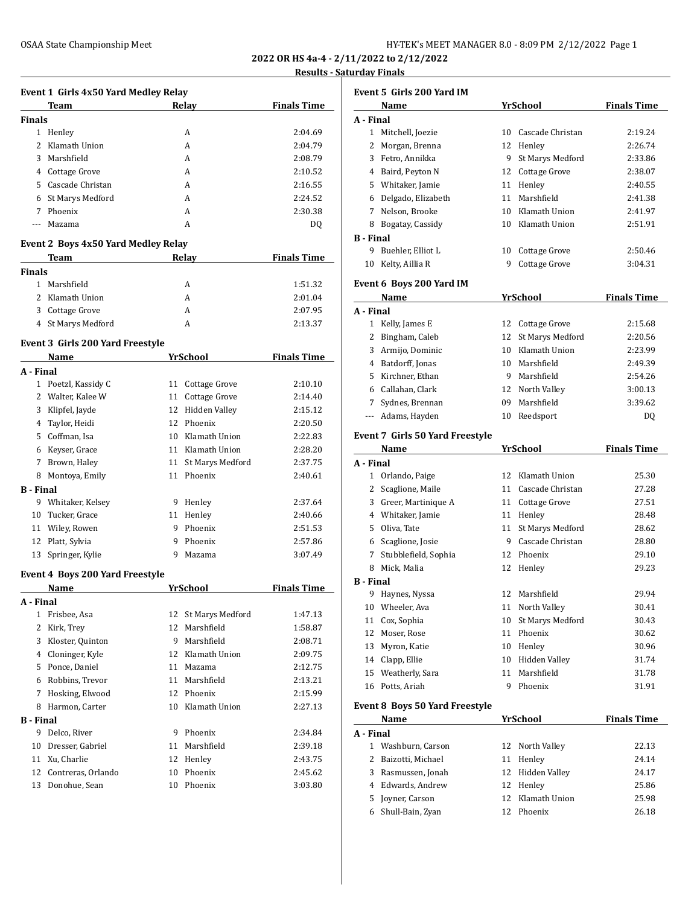OSAA State Championship Meet

# 2022 OR HS 4a-4 - 2/11/2022 to 2/12/2022

## Results - Saturday Finals

### Event 1 Girls 4x50 Yard Medley Relay

| | Team | Relay | Finals Time |
|---|---|---|---|
| **Finals** | | | |
| 1 | Henley | A | 2:04.69 |
| 2 | Klamath Union | A | 2:04.79 |
| 3 | Marshfield | A | 2:08.79 |
| 4 | Cottage Grove | A | 2:10.52 |
| 5 | Cascade Christan | A | 2:16.55 |
| 6 | St Marys Medford | A | 2:24.52 |
| 7 | Phoenix | A | 2:30.38 |
| --- | Mazama | A | DQ |

### Event 2 Boys 4x50 Yard Medley Relay

| | Team | Relay | Finals Time |
|---|---|---|---|
| **Finals** | | | |
| 1 | Marshfield | A | 1:51.32 |
| 2 | Klamath Union | A | 2:01.04 |
| 3 | Cottage Grove | A | 2:07.95 |
| 4 | St Marys Medford | A | 2:13.37 |

### Event 3 Girls 200 Yard Freestyle

| | Name | Yr | School | Finals Time |
|---|---|---|---|---|
| **A - Final** | | | | |
| 1 | Poetzl, Kassidy C | 11 | Cottage Grove | 2:10.10 |
| 2 | Walter, Kalee W | 11 | Cottage Grove | 2:14.40 |
| 3 | Klipfel, Jayde | 12 | Hidden Valley | 2:15.12 |
| 4 | Taylor, Heidi | 12 | Phoenix | 2:20.50 |
| 5 | Coffman, Isa | 10 | Klamath Union | 2:22.83 |
| 6 | Keyser, Grace | 11 | Klamath Union | 2:28.20 |
| 7 | Brown, Haley | 11 | St Marys Medford | 2:37.75 |
| 8 | Montoya, Emily | 11 | Phoenix | 2:40.61 |
| **B - Final** | | | | |
| 9 | Whitaker, Kelsey | 9 | Henley | 2:37.64 |
| 10 | Tucker, Grace | 11 | Henley | 2:40.66 |
| 11 | Wiley, Rowen | 9 | Phoenix | 2:51.53 |
| 12 | Platt, Sylvia | 9 | Phoenix | 2:57.86 |
| 13 | Springer, Kylie | 9 | Mazama | 3:07.49 |

### Event 4 Boys 200 Yard Freestyle

| | Name | Yr | School | Finals Time |
|---|---|---|---|---|
| **A - Final** | | | | |
| 1 | Frisbee, Asa | 12 | St Marys Medford | 1:47.13 |
| 2 | Kirk, Trey | 12 | Marshfield | 1:58.87 |
| 3 | Kloster, Quinton | 9 | Marshfield | 2:08.71 |
| 4 | Cloninger, Kyle | 12 | Klamath Union | 2:09.75 |
| 5 | Ponce, Daniel | 11 | Mazama | 2:12.75 |
| 6 | Robbins, Trevor | 11 | Marshfield | 2:13.21 |
| 7 | Hosking, Elwood | 12 | Phoenix | 2:15.99 |
| 8 | Harmon, Carter | 10 | Klamath Union | 2:27.13 |
| **B - Final** | | | | |
| 9 | Delco, River | 9 | Phoenix | 2:34.84 |
| 10 | Dresser, Gabriel | 11 | Marshfield | 2:39.18 |
| 11 | Xu, Charlie | 12 | Henley | 2:43.75 |
| 12 | Contreras, Orlando | 10 | Phoenix | 2:45.62 |
| 13 | Donohue, Sean | 10 | Phoenix | 3:03.80 |

### Event 5 Girls 200 Yard IM

| | Name | Yr | School | Finals Time |
|---|---|---|---|---|
| **A - Final** | | | | |
| 1 | Mitchell, Joezie | 10 | Cascade Christan | 2:19.24 |
| 2 | Morgan, Brenna | 12 | Henley | 2:26.74 |
| 3 | Fetro, Annikka | 9 | St Marys Medford | 2:33.86 |
| 4 | Baird, Peyton N | 12 | Cottage Grove | 2:38.07 |
| 5 | Whitaker, Jamie | 11 | Henley | 2:40.55 |
| 6 | Delgado, Elizabeth | 11 | Marshfield | 2:41.38 |
| 7 | Nelson, Brooke | 10 | Klamath Union | 2:41.97 |
| 8 | Bogatay, Cassidy | 10 | Klamath Union | 2:51.91 |
| **B - Final** | | | | |
| 9 | Buehler, Elliot L | 10 | Cottage Grove | 2:50.46 |
| 10 | Kelty, Aillia R | 9 | Cottage Grove | 3:04.31 |

### Event 6 Boys 200 Yard IM

| | Name | Yr | School | Finals Time |
|---|---|---|---|---|
| **A - Final** | | | | |
| 1 | Kelly, James E | 12 | Cottage Grove | 2:15.68 |
| 2 | Bingham, Caleb | 12 | St Marys Medford | 2:20.56 |
| 3 | Armijo, Dominic | 10 | Klamath Union | 2:23.99 |
| 4 | Batdorff, Jonas | 10 | Marshfield | 2:49.39 |
| 5 | Kirchner, Ethan | 9 | Marshfield | 2:54.26 |
| 6 | Callahan, Clark | 12 | North Valley | 3:00.13 |
| 7 | Sydnes, Brennan | 09 | Marshfield | 3:39.62 |
| --- | Adams, Hayden | 10 | Reedsport | DQ |

### Event 7 Girls 50 Yard Freestyle

| | Name | Yr | School | Finals Time |
|---|---|---|---|---|
| **A - Final** | | | | |
| 1 | Orlando, Paige | 12 | Klamath Union | 25.30 |
| 2 | Scaglione, Maile | 11 | Cascade Christan | 27.28 |
| 3 | Greer, Martinique A | 11 | Cottage Grove | 27.51 |
| 4 | Whitaker, Jamie | 11 | Henley | 28.48 |
| 5 | Oliva, Tate | 11 | St Marys Medford | 28.62 |
| 6 | Scaglione, Josie | 9 | Cascade Christan | 28.80 |
| 7 | Stubblefield, Sophia | 12 | Phoenix | 29.10 |
| 8 | Mick, Malia | 12 | Henley | 29.23 |
| **B - Final** | | | | |
| 9 | Haynes, Nyssa | 12 | Marshfield | 29.94 |
| 10 | Wheeler, Ava | 11 | North Valley | 30.41 |
| 11 | Cox, Sophia | 10 | St Marys Medford | 30.43 |
| 12 | Moser, Rose | 11 | Phoenix | 30.62 |
| 13 | Myron, Katie | 10 | Henley | 30.96 |
| 14 | Clapp, Ellie | 10 | Hidden Valley | 31.74 |
| 15 | Weatherly, Sara | 11 | Marshfield | 31.78 |
| 16 | Potts, Ariah | 9 | Phoenix | 31.91 |

### Event 8 Boys 50 Yard Freestyle

| | Name | Yr | School | Finals Time |
|---|---|---|---|---|
| **A - Final** | | | | |
| 1 | Washburn, Carson | 12 | North Valley | 22.13 |
| 2 | Baizotti, Michael | 11 | Henley | 24.14 |
| 3 | Rasmussen, Jonah | 12 | Hidden Valley | 24.17 |
| 4 | Edwards, Andrew | 12 | Henley | 25.86 |
| 5 | Joyner, Carson | 12 | Klamath Union | 25.98 |
| 6 | Shull-Bain, Zyan | 12 | Phoenix | 26.18 |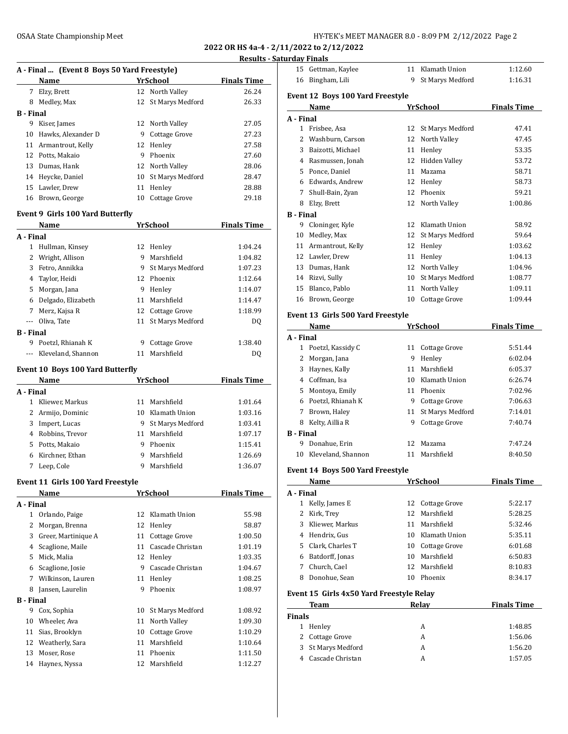**2022 OR HS 4a-4 - 2/11/2022 to 2/12/2022**

**Results - Saturday Finals**

### A - Final ... (Event 8 Boys 50 Yard Freestyle)

| | Name | Yr | School | Finals Time |
|---|---|---|---|---|
| 7 | Elzy, Brett | 12 | North Valley | 26.24 |
| 8 | Medley, Max | 12 | St Marys Medford | 26.33 |
| **B - Final** | | | | |
| 9 | Kiser, James | 12 | North Valley | 27.05 |
| 10 | Hawks, Alexander D | 9 | Cottage Grove | 27.23 |
| 11 | Armantrout, Kelly | 12 | Henley | 27.58 |
| 12 | Potts, Makaio | 9 | Phoenix | 27.60 |
| 13 | Dumas, Hank | 12 | North Valley | 28.06 |
| 14 | Heycke, Daniel | 10 | St Marys Medford | 28.47 |
| 15 | Lawler, Drew | 11 | Henley | 28.88 |
| 16 | Brown, George | 10 | Cottage Grove | 29.18 |

### Event 9 Girls 100 Yard Butterfly

| | Name | Yr | School | Finals Time |
|---|---|---|---|---|
| **A - Final** | | | | |
| 1 | Hullman, Kinsey | 12 | Henley | 1:04.24 |
| 2 | Wright, Allison | 9 | Marshfield | 1:04.82 |
| 3 | Fetro, Annikka | 9 | St Marys Medford | 1:07.23 |
| 4 | Taylor, Heidi | 12 | Phoenix | 1:12.64 |
| 5 | Morgan, Jana | 9 | Henley | 1:14.07 |
| 6 | Delgado, Elizabeth | 11 | Marshfield | 1:14.47 |
| 7 | Merz, Kajsa R | 12 | Cottage Grove | 1:18.99 |
| --- | Oliva, Tate | 11 | St Marys Medford | DQ |
| **B - Final** | | | | |
| 9 | Poetzl, Rhianah K | 9 | Cottage Grove | 1:38.40 |
| --- | Kleveland, Shannon | 11 | Marshfield | DQ |

### Event 10 Boys 100 Yard Butterfly

| | Name | Yr | School | Finals Time |
|---|---|---|---|---|
| **A - Final** | | | | |
| 1 | Kliewer, Markus | 11 | Marshfield | 1:01.64 |
| 2 | Armijo, Dominic | 10 | Klamath Union | 1:03.16 |
| 3 | Impert, Lucas | 9 | St Marys Medford | 1:03.41 |
| 4 | Robbins, Trevor | 11 | Marshfield | 1:07.17 |
| 5 | Potts, Makaio | 9 | Phoenix | 1:15.41 |
| 6 | Kirchner, Ethan | 9 | Marshfield | 1:26.69 |
| 7 | Leep, Cole | 9 | Marshfield | 1:36.07 |

### Event 11 Girls 100 Yard Freestyle

| | Name | Yr | School | Finals Time |
|---|---|---|---|---|
| **A - Final** | | | | |
| 1 | Orlando, Paige | 12 | Klamath Union | 55.98 |
| 2 | Morgan, Brenna | 12 | Henley | 58.87 |
| 3 | Greer, Martinique A | 11 | Cottage Grove | 1:00.50 |
| 4 | Scaglione, Maile | 11 | Cascade Christan | 1:01.19 |
| 5 | Mick, Malia | 12 | Henley | 1:03.35 |
| 6 | Scaglione, Josie | 9 | Cascade Christan | 1:04.67 |
| 7 | Wilkinson, Lauren | 11 | Henley | 1:08.25 |
| 8 | Jansen, Laurelin | 9 | Phoenix | 1:08.97 |
| **B - Final** | | | | |
| 9 | Cox, Sophia | 10 | St Marys Medford | 1:08.92 |
| 10 | Wheeler, Ava | 11 | North Valley | 1:09.30 |
| 11 | Sias, Brooklyn | 10 | Cottage Grove | 1:10.29 |
| 12 | Weatherly, Sara | 11 | Marshfield | 1:10.64 |
| 13 | Moser, Rose | 11 | Phoenix | 1:11.50 |
| 14 | Haynes, Nyssa | 12 | Marshfield | 1:12.27 |
| 15 | Gettman, Kaylee | 11 | Klamath Union | 1:12.60 |
| 16 | Bingham, Lili | 9 | St Marys Medford | 1:16.31 |

### Event 12 Boys 100 Yard Freestyle

| | Name | Yr | School | Finals Time |
|---|---|---|---|---|
| **A - Final** | | | | |
| 1 | Frisbee, Asa | 12 | St Marys Medford | 47.41 |
| 2 | Washburn, Carson | 12 | North Valley | 47.45 |
| 3 | Baizotti, Michael | 11 | Henley | 53.35 |
| 4 | Rasmussen, Jonah | 12 | Hidden Valley | 53.72 |
| 5 | Ponce, Daniel | 11 | Mazama | 58.71 |
| 6 | Edwards, Andrew | 12 | Henley | 58.73 |
| 7 | Shull-Bain, Zyan | 12 | Phoenix | 59.21 |
| 8 | Elzy, Brett | 12 | North Valley | 1:00.86 |
| **B - Final** | | | | |
| 9 | Cloninger, Kyle | 12 | Klamath Union | 58.92 |
| 10 | Medley, Max | 12 | St Marys Medford | 59.64 |
| 11 | Armantrout, Kelly | 12 | Henley | 1:03.62 |
| 12 | Lawler, Drew | 11 | Henley | 1:04.13 |
| 13 | Dumas, Hank | 12 | North Valley | 1:04.96 |
| 14 | Rizvi, Sully | 10 | St Marys Medford | 1:08.77 |
| 15 | Blanco, Pablo | 11 | North Valley | 1:09.11 |
| 16 | Brown, George | 10 | Cottage Grove | 1:09.44 |

### Event 13 Girls 500 Yard Freestyle

| | Name | Yr | School | Finals Time |
|---|---|---|---|---|
| **A - Final** | | | | |
| 1 | Poetzl, Kassidy C | 11 | Cottage Grove | 5:51.44 |
| 2 | Morgan, Jana | 9 | Henley | 6:02.04 |
| 3 | Haynes, Kally | 11 | Marshfield | 6:05.37 |
| 4 | Coffman, Isa | 10 | Klamath Union | 6:26.74 |
| 5 | Montoya, Emily | 11 | Phoenix | 7:02.96 |
| 6 | Poetzl, Rhianah K | 9 | Cottage Grove | 7:06.63 |
| 7 | Brown, Haley | 11 | St Marys Medford | 7:14.01 |
| 8 | Kelty, Aillia R | 9 | Cottage Grove | 7:40.74 |
| **B - Final** | | | | |
| 9 | Donahue, Erin | 12 | Mazama | 7:47.24 |
| 10 | Kleveland, Shannon | 11 | Marshfield | 8:40.50 |

### Event 14 Boys 500 Yard Freestyle

| | Name | Yr | School | Finals Time |
|---|---|---|---|---|
| **A - Final** | | | | |
| 1 | Kelly, James E | 12 | Cottage Grove | 5:22.17 |
| 2 | Kirk, Trey | 12 | Marshfield | 5:28.25 |
| 3 | Kliewer, Markus | 11 | Marshfield | 5:32.46 |
| 4 | Hendrix, Gus | 10 | Klamath Union | 5:35.11 |
| 5 | Clark, Charles T | 10 | Cottage Grove | 6:01.68 |
| 6 | Batdorff, Jonas | 10 | Marshfield | 6:50.83 |
| 7 | Church, Cael | 12 | Marshfield | 8:10.83 |
| 8 | Donohue, Sean | 10 | Phoenix | 8:34.17 |

### Event 15 Girls 4x50 Yard Freestyle Relay

| | Team | Relay | Finals Time |
|---|---|---|---|
| **Finals** | | | |
| 1 | Henley | A | 1:48.85 |
| 2 | Cottage Grove | A | 1:56.06 |
| 3 | St Marys Medford | A | 1:56.20 |
| 4 | Cascade Christan | A | 1:57.05 |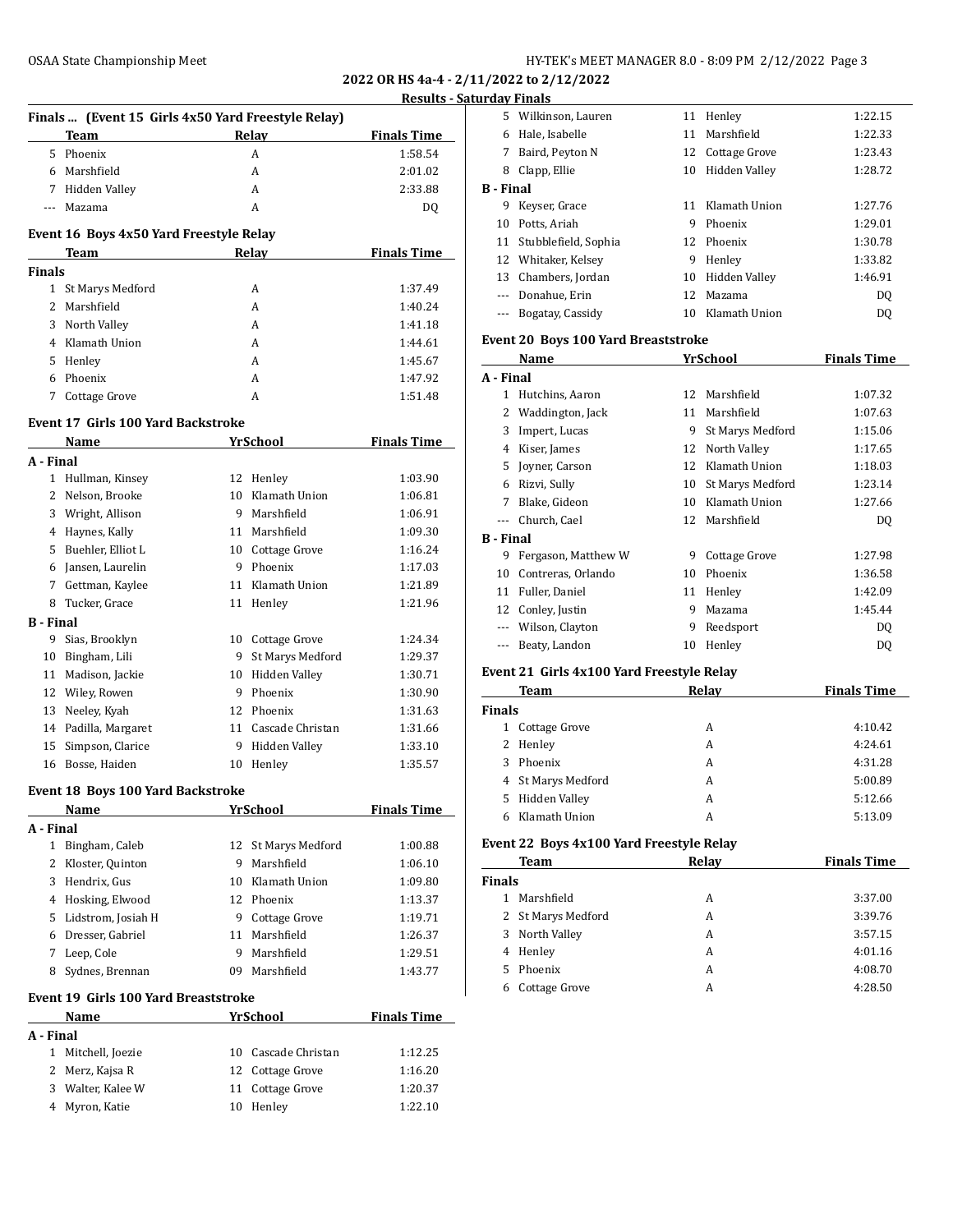**2022 OR HS 4a-4 - 2/11/2022 to 2/12/2022**

**Results - Saturday Finals**

### Finals ... (Event 15 Girls 4x50 Yard Freestyle Relay)

| | Team | Relay | Finals Time |
|---|---|---|---|
| 5 | Phoenix | A | 1:58.54 |
| 6 | Marshfield | A | 2:01.02 |
| 7 | Hidden Valley | A | 2:33.88 |
| --- | Mazama | A | DQ |

### Event 16 Boys 4x50 Yard Freestyle Relay

| | Team | Relay | Finals Time |
|---|---|---|---|
| **Finals** | | | |
| 1 | St Marys Medford | A | 1:37.49 |
| 2 | Marshfield | A | 1:40.24 |
| 3 | North Valley | A | 1:41.18 |
| 4 | Klamath Union | A | 1:44.61 |
| 5 | Henley | A | 1:45.67 |
| 6 | Phoenix | A | 1:47.92 |
| 7 | Cottage Grove | A | 1:51.48 |

### Event 17 Girls 100 Yard Backstroke

| | Name | Yr | School | Finals Time |
|---|---|---|---|---|
| **A - Final** | | | | |
| 1 | Hullman, Kinsey | 12 | Henley | 1:03.90 |
| 2 | Nelson, Brooke | 10 | Klamath Union | 1:06.81 |
| 3 | Wright, Allison | 9 | Marshfield | 1:06.91 |
| 4 | Haynes, Kally | 11 | Marshfield | 1:09.30 |
| 5 | Buehler, Elliot L | 10 | Cottage Grove | 1:16.24 |
| 6 | Jansen, Laurelin | 9 | Phoenix | 1:17.03 |
| 7 | Gettman, Kaylee | 11 | Klamath Union | 1:21.89 |
| 8 | Tucker, Grace | 11 | Henley | 1:21.96 |
| **B - Final** | | | | |
| 9 | Sias, Brooklyn | 10 | Cottage Grove | 1:24.34 |
| 10 | Bingham, Lili | 9 | St Marys Medford | 1:29.37 |
| 11 | Madison, Jackie | 10 | Hidden Valley | 1:30.71 |
| 12 | Wiley, Rowen | 9 | Phoenix | 1:30.90 |
| 13 | Neeley, Kyah | 12 | Phoenix | 1:31.63 |
| 14 | Padilla, Margaret | 11 | Cascade Christian | 1:31.66 |
| 15 | Simpson, Clarice | 9 | Hidden Valley | 1:33.10 |
| 16 | Bosse, Haiden | 10 | Henley | 1:35.57 |

### Event 18 Boys 100 Yard Backstroke

| | Name | Yr | School | Finals Time |
|---|---|---|---|---|
| **A - Final** | | | | |
| 1 | Bingham, Caleb | 12 | St Marys Medford | 1:00.88 |
| 2 | Kloster, Quinton | 9 | Marshfield | 1:06.10 |
| 3 | Hendrix, Gus | 10 | Klamath Union | 1:09.80 |
| 4 | Hosking, Elwood | 12 | Phoenix | 1:13.37 |
| 5 | Lidstrom, Josiah H | 9 | Cottage Grove | 1:19.71 |
| 6 | Dresser, Gabriel | 11 | Marshfield | 1:26.37 |
| 7 | Leep, Cole | 9 | Marshfield | 1:29.51 |
| 8 | Sydnes, Brennan | 09 | Marshfield | 1:43.77 |

### Event 19 Girls 100 Yard Breaststroke

| | Name | Yr | School | Finals Time |
|---|---|---|---|---|
| **A - Final** | | | | |
| 1 | Mitchell, Joezie | 10 | Cascade Christan | 1:12.25 |
| 2 | Merz, Kajsa R | 12 | Cottage Grove | 1:16.20 |
| 3 | Walter, Kalee W | 11 | Cottage Grove | 1:20.37 |
| 4 | Myron, Katie | 10 | Henley | 1:22.10 |
| 5 | Wilkinson, Lauren | 11 | Henley | 1:22.15 |
| 6 | Hale, Isabelle | 11 | Marshfield | 1:22.33 |
| 7 | Baird, Peyton N | 12 | Cottage Grove | 1:23.43 |
| 8 | Clapp, Ellie | 10 | Hidden Valley | 1:28.72 |
| **B - Final** | | | | |
| 9 | Keyser, Grace | 11 | Klamath Union | 1:27.76 |
| 10 | Potts, Ariah | 9 | Phoenix | 1:29.01 |
| 11 | Stubblefield, Sophia | 12 | Phoenix | 1:30.78 |
| 12 | Whitaker, Kelsey | 9 | Henley | 1:33.82 |
| 13 | Chambers, Jordan | 10 | Hidden Valley | 1:46.91 |
| --- | Donahue, Erin | 12 | Mazama | DQ |
| --- | Bogatay, Cassidy | 10 | Klamath Union | DQ |

### Event 20 Boys 100 Yard Breaststroke

| | Name | Yr | School | Finals Time |
|---|---|---|---|---|
| **A - Final** | | | | |
| 1 | Hutchins, Aaron | 12 | Marshfield | 1:07.32 |
| 2 | Waddington, Jack | 11 | Marshfield | 1:07.63 |
| 3 | Impert, Lucas | 9 | St Marys Medford | 1:15.06 |
| 4 | Kiser, James | 12 | North Valley | 1:17.65 |
| 5 | Joyner, Carson | 12 | Klamath Union | 1:18.03 |
| 6 | Rizvi, Sully | 10 | St Marys Medford | 1:23.14 |
| 7 | Blake, Gideon | 10 | Klamath Union | 1:27.66 |
| --- | Church, Cael | 12 | Marshfield | DQ |
| **B - Final** | | | | |
| 9 | Fergason, Matthew W | 9 | Cottage Grove | 1:27.98 |
| 10 | Contreras, Orlando | 10 | Phoenix | 1:36.58 |
| 11 | Fuller, Daniel | 11 | Henley | 1:42.09 |
| 12 | Conley, Justin | 9 | Mazama | 1:45.44 |
| --- | Wilson, Clayton | 9 | Reedsport | DQ |
| --- | Beaty, Landon | 10 | Henley | DQ |

### Event 21 Girls 4x100 Yard Freestyle Relay

| | Team | Relay | Finals Time |
|---|---|---|---|
| **Finals** | | | |
| 1 | Cottage Grove | A | 4:10.42 |
| 2 | Henley | A | 4:24.61 |
| 3 | Phoenix | A | 4:31.28 |
| 4 | St Marys Medford | A | 5:00.89 |
| 5 | Hidden Valley | A | 5:12.66 |
| 6 | Klamath Union | A | 5:13.09 |

### Event 22 Boys 4x100 Yard Freestyle Relay

| | Team | Relay | Finals Time |
|---|---|---|---|
| **Finals** | | | |
| 1 | Marshfield | A | 3:37.00 |
| 2 | St Marys Medford | A | 3:39.76 |
| 3 | North Valley | A | 3:57.15 |
| 4 | Henley | A | 4:01.16 |
| 5 | Phoenix | A | 4:08.70 |
| 6 | Cottage Grove | A | 4:28.50 |